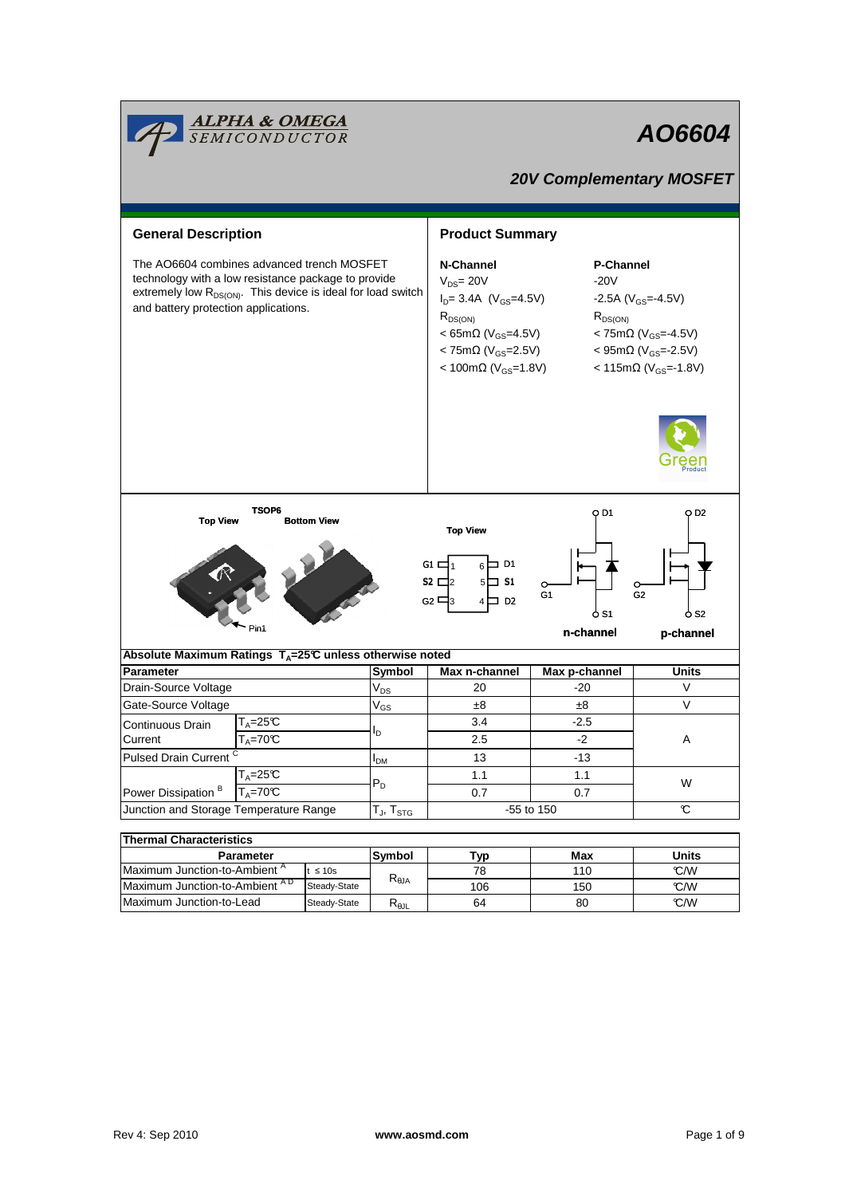# AO6604

## 20V Complementary MOSFET

## General Description

The AO6604 combines advanced trench MOSFET technology with a low resistance package to provide extremely low $R_{DS(ON)}$. This device is ideal for load switch and battery protection applications.

## Product Summary

| N-Channel | P-Channel |
|---|---|
| $V_{DS}$= 20V | -20V |
| $I_D$= 3.4A ($V_{GS}$=4.5V) | -2.5A ($V_{GS}$=-4.5V) |
| $R_{DS(ON)}$ | $R_{DS(ON)}$ |
| < 65mΩ ($V_{GS}$=4.5V) | < 75mΩ ($V_{GS}$=-4.5V) |
| < 75mΩ ($V_{GS}$=2.5V) | < 95mΩ ($V_{GS}$=-2.5V) |
| < 100mΩ ($V_{GS}$=1.8V) | < 115mΩ ($V_{GS}$=-1.8V) |

TSOP6

Top View    Bottom View

Pin1

Top View

G1 1 6 D1
S2 2 5 S1
G2 3 4 D2

n-channel    p-channel

## Absolute Maximum Ratings $T_A$=25℃ unless otherwise noted

| Parameter | | Symbol | Max n-channel | Max p-channel | Units |
|---|---|---|---|---|---|
| Drain-Source Voltage | | $V_{DS}$ | 20 | -20 | V |
| Gate-Source Voltage | | $V_{GS}$ | ±8 | ±8 | V |
| Continuous Drain Current | $T_A$=25℃ | $I_D$ | 3.4 | -2.5 | A |
| | $T_A$=70℃ | | 2.5 | -2 | |
| Pulsed Drain Current [C] | | $I_{DM}$ | 13 | -13 | |
| Power Dissipation [B] | $T_A$=25℃ | $P_D$ | 1.1 | 1.1 | W |
| | $T_A$=70℃ | | 0.7 | 0.7 | |
| Junction and Storage Temperature Range | | $T_J$, $T_{STG}$ | -55 to 150 | | ℃ |

## Thermal Characteristics

| Parameter | | Symbol | Typ | Max | Units |
|---|---|---|---|---|---|
| Maximum Junction-to-Ambient [A] | t ≤ 10s | $R_{\theta JA}$ | 78 | 110 | ℃/W |
| Maximum Junction-to-Ambient [A D] | Steady-State | | 106 | 150 | ℃/W |
| Maximum Junction-to-Lead | Steady-State | $R_{\theta JL}$ | 64 | 80 | ℃/W |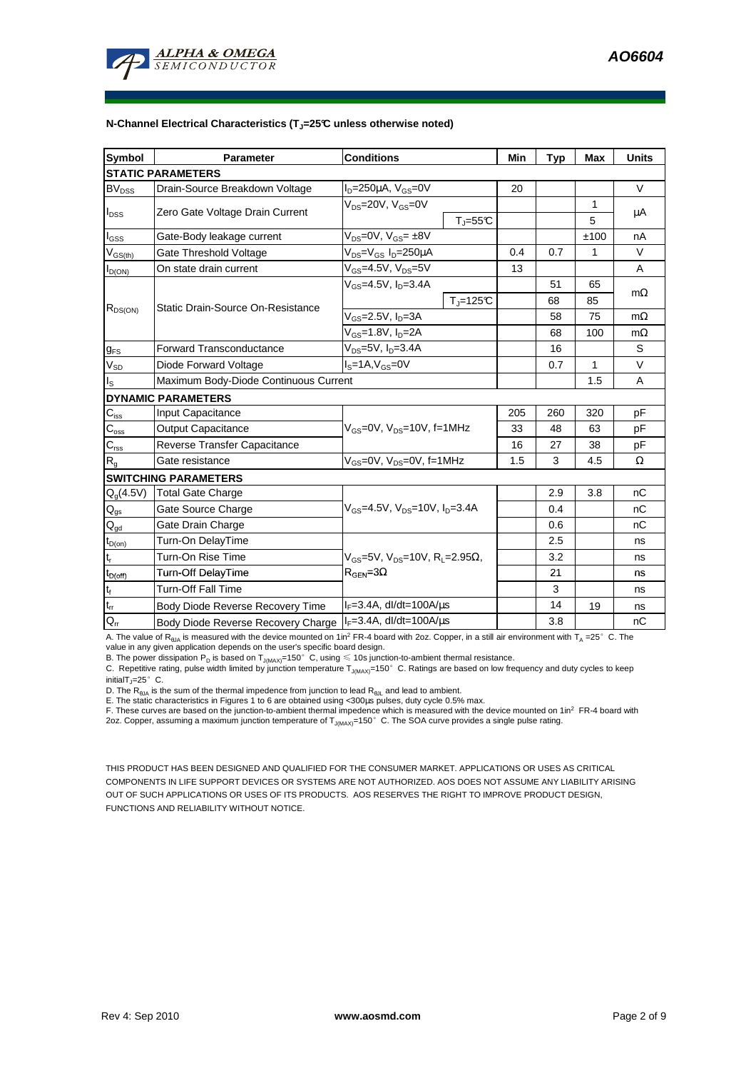**N-Channel Electrical Characteristics ($T_J$=25°C unless otherwise noted)**

| Symbol | Parameter | Conditions | | Min | Typ | Max | Units |
|---|---|---|---|---|---|---|---|
| **STATIC PARAMETERS** | | | | | | | |
| $BV_{DSS}$ | Drain-Source Breakdown Voltage | $I_D$=250µA, $V_{GS}$=0V | | 20 | | | V |
| $I_{DSS}$ | Zero Gate Voltage Drain Current | $V_{DS}$=20V, $V_{GS}$=0V | | | | 1 | µA |
| | | | $T_J$=55°C | | | 5 | |
| $I_{GSS}$ | Gate-Body leakage current | $V_{DS}$=0V, $V_{GS}$= ±8V | | | | ±100 | nA |
| $V_{GS(th)}$ | Gate Threshold Voltage | $V_{DS}$=$V_{GS}$ $I_D$=250µA | | 0.4 | 0.7 | 1 | V |
| $I_{D(ON)}$ | On state drain current | $V_{GS}$=4.5V, $V_{DS}$=5V | | 13 | | | A |
| $R_{DS(ON)}$ | Static Drain-Source On-Resistance | $V_{GS}$=4.5V, $I_D$=3.4A | | | 51 | 65 | mΩ |
| | | | $T_J$=125°C | | 68 | 85 | |
| | | $V_{GS}$=2.5V, $I_D$=3A | | | 58 | 75 | mΩ |
| | | $V_{GS}$=1.8V, $I_D$=2A | | | 68 | 100 | mΩ |
| $g_{FS}$ | Forward Transconductance | $V_{DS}$=5V, $I_D$=3.4A | | | 16 | | S |
| $V_{SD}$ | Diode Forward Voltage | $I_S$=1A,$V_{GS}$=0V | | | 0.7 | 1 | V |
| $I_S$ | Maximum Body-Diode Continuous Current | | | | | 1.5 | A |
| **DYNAMIC PARAMETERS** | | | | | | | |
| $C_{iss}$ | Input Capacitance | $V_{GS}$=0V, $V_{DS}$=10V, f=1MHz | | 205 | 260 | 320 | pF |
| $C_{oss}$ | Output Capacitance | | | 33 | 48 | 63 | pF |
| $C_{rss}$ | Reverse Transfer Capacitance | | | 16 | 27 | 38 | pF |
| $R_g$ | Gate resistance | $V_{GS}$=0V, $V_{DS}$=0V, f=1MHz | | 1.5 | 3 | 4.5 | Ω |
| **SWITCHING PARAMETERS** | | | | | | | |
| $Q_g$(4.5V) | Total Gate Charge | $V_{GS}$=4.5V, $V_{DS}$=10V, $I_D$=3.4A | | | 2.9 | 3.8 | nC |
| $Q_{gs}$ | Gate Source Charge | | | | 0.4 | | nC |
| $Q_{gd}$ | Gate Drain Charge | | | | 0.6 | | nC |
| $t_{D(on)}$ | Turn-On DelayTime | $V_{GS}$=5V, $V_{DS}$=10V, $R_L$=2.95Ω, $R_{GEN}$=3Ω | | | 2.5 | | ns |
| $t_r$ | Turn-On Rise Time | | | | 3.2 | | ns |
| $t_{D(off)}$ | Turn-Off DelayTime | | | | 21 | | ns |
| $t_f$ | Turn-Off Fall Time | | | | 3 | | ns |
| $t_{rr}$ | Body Diode Reverse Recovery Time | $I_F$=3.4A, dI/dt=100A/µs | | | 14 | 19 | ns |
| $Q_{rr}$ | Body Diode Reverse Recovery Charge | $I_F$=3.4A, dI/dt=100A/µs | | | 3.8 | | nC |

A. The value of $R_{\theta JA}$ is measured with the device mounted on 1in² FR-4 board with 2oz. Copper, in a still air environment with $T_A$ =25°C. The value in any given application depends on the user's specific board design.

B. The power dissipation $P_D$ is based on $T_{J(MAX)}$=150°C, using ≤ 10s junction-to-ambient thermal resistance.

C. Repetitive rating, pulse width limited by junction temperature $T_{J(MAX)}$=150°C. Ratings are based on low frequency and duty cycles to keep initial $T_J$=25°C.

D. The $R_{\theta JA}$ is the sum of the thermal impedence from junction to lead $R_{\theta JL}$ and lead to ambient.

E. The static characteristics in Figures 1 to 6 are obtained using <300µs pulses, duty cycle 0.5% max.

F. These curves are based on the junction-to-ambient thermal impedence which is measured with the device mounted on 1in² FR-4 board with 2oz. Copper, assuming a maximum junction temperature of $T_{J(MAX)}$=150°C. The SOA curve provides a single pulse rating.

THIS PRODUCT HAS BEEN DESIGNED AND QUALIFIED FOR THE CONSUMER MARKET. APPLICATIONS OR USES AS CRITICAL COMPONENTS IN LIFE SUPPORT DEVICES OR SYSTEMS ARE NOT AUTHORIZED. AOS DOES NOT ASSUME ANY LIABILITY ARISING OUT OF SUCH APPLICATIONS OR USES OF ITS PRODUCTS. AOS RESERVES THE RIGHT TO IMPROVE PRODUCT DESIGN, FUNCTIONS AND RELIABILITY WITHOUT NOTICE.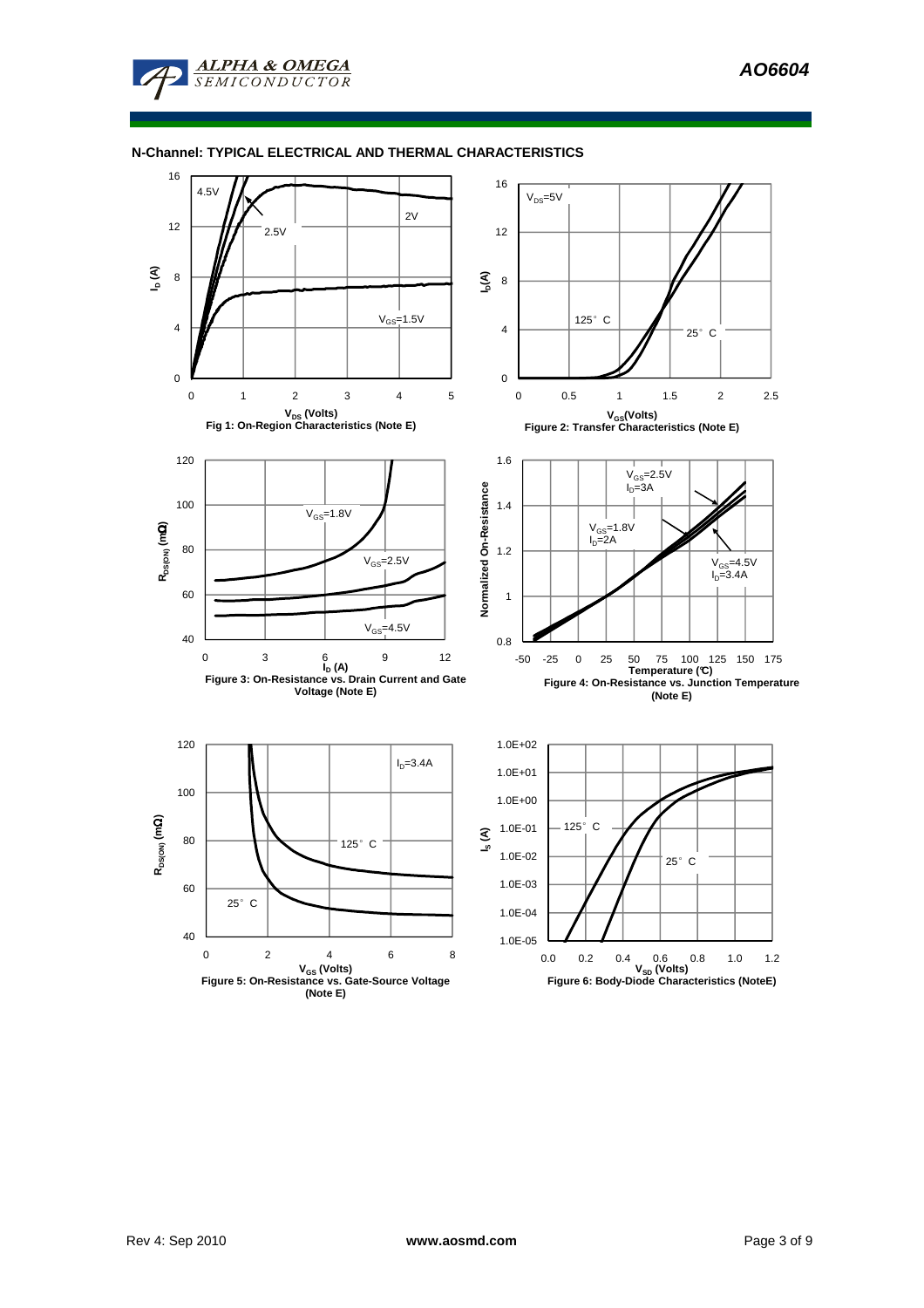## N-Channel: TYPICAL ELECTRICAL AND THERMAL CHARACTERISTICS

Fig 1: On-Region Characteristics (Note E)

Figure 2: Transfer Characteristics (Note E)

Figure 3: On-Resistance vs. Drain Current and Gate Voltage (Note E)

Figure 4: On-Resistance vs. Junction Temperature (Note E)

Figure 5: On-Resistance vs. Gate-Source Voltage (Note E)

Figure 6: Body-Diode Characteristics (NoteE)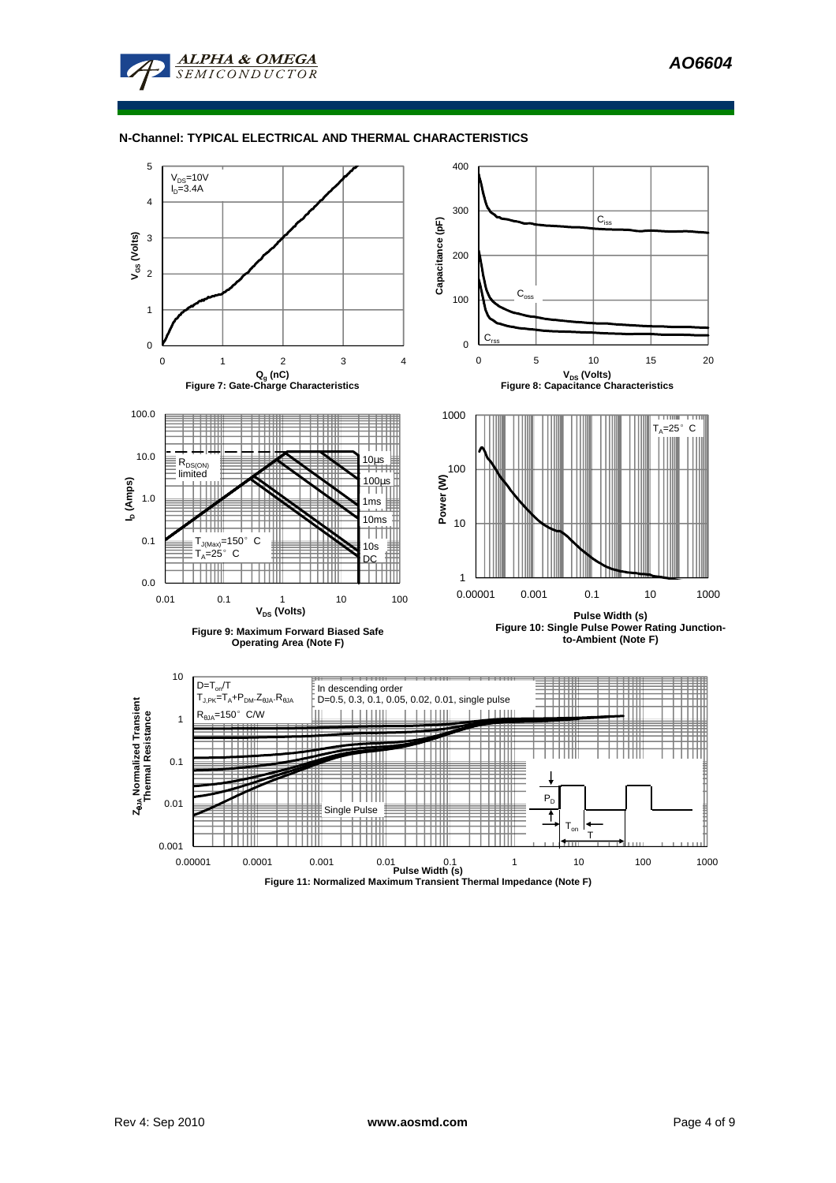## N-Channel: TYPICAL ELECTRICAL AND THERMAL CHARACTERISTICS

$V_{DS}$=10V
$I_D$=3.4A

$V_{GS}$ (Volts)

$Q_g$ (nC)

Figure 7: Gate-Charge Characteristics

$C_{iss}$

$C_{oss}$

$C_{rss}$

Capacitance (pF)

$V_{DS}$ (Volts)

Figure 8: Capacitance Characteristics

$R_{DS(ON)}$ limited

10µs

100µs

1ms

10ms

10s

DC

$T_{J(Max)}$=150° C
$T_A$=25° C

$I_D$ (Amps)

$V_{DS}$ (Volts)

Figure 9: Maximum Forward Biased Safe Operating Area (Note F)

$T_A$=25° C

Power (W)

Pulse Width (s)

Figure 10: Single Pulse Power Rating Junction-to-Ambient (Note F)

D=$T_{on}$/T
$T_{J,PK}$=$T_A$+$P_{DM}$.$Z_{\theta JA}$.$R_{\theta JA}$
$R_{\theta JA}$=150° C/W

In descending order
D=0.5, 0.3, 0.1, 0.05, 0.02, 0.01, single pulse

Single Pulse

$P_D$

$T_{on}$

T

$Z_{\theta JA}$ Normalized Transient Thermal Resistance

Pulse Width (s)

Figure 11: Normalized Maximum Transient Thermal Impedance (Note F)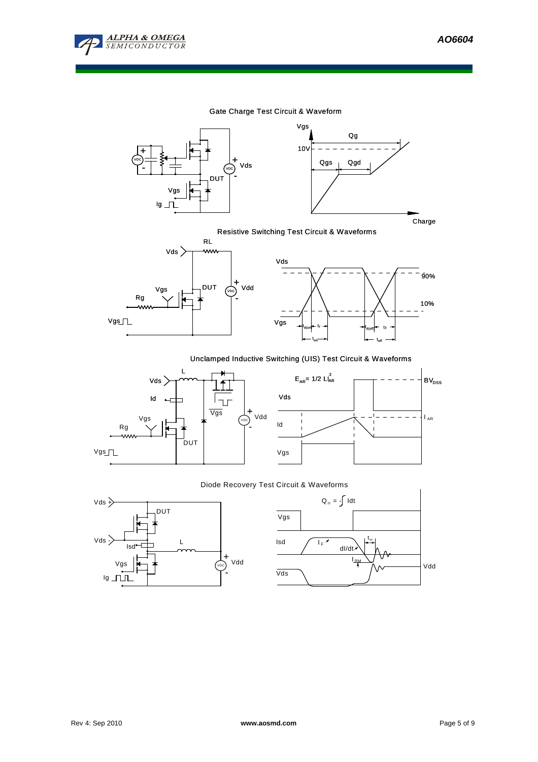## Gate Charge Test Circuit & Waveform

Vgs

Qg

10V

Qgs

Qgd

VDC

Vds

DUT

Vgs

Ig

Charge

## Resistive Switching Test Circuit & Waveforms

RL

Vds

Vgs

DUT

Rg

Vdd

Vgs

Vds

90%

10%

Vgs

$t_{d(on)}$ $t_r$ $t_{on}$ $t_{d(off)}$ $t_f$ $t_{off}$

## Unclamped Inductive Switching (UIS) Test Circuit & Waveforms

L

Vds

Id

Vgs

Rg

DUT

Vgs

Vdd

$E_{AR} = 1/2\ LI_{AR}^2$

$BV_{DSS}$

Vds

Id

$I_{AR}$

Vgs

## Diode Recovery Test Circuit & Waveforms

Vds +

DUT

Vds -

Isd

L

Vgs

Ig

Vdd

$Q_{rr} = -\int Idt$

Vgs

Isd

$I_F$

dI/dt

$t_{rr}$

$I_{RM}$

Vds

Vdd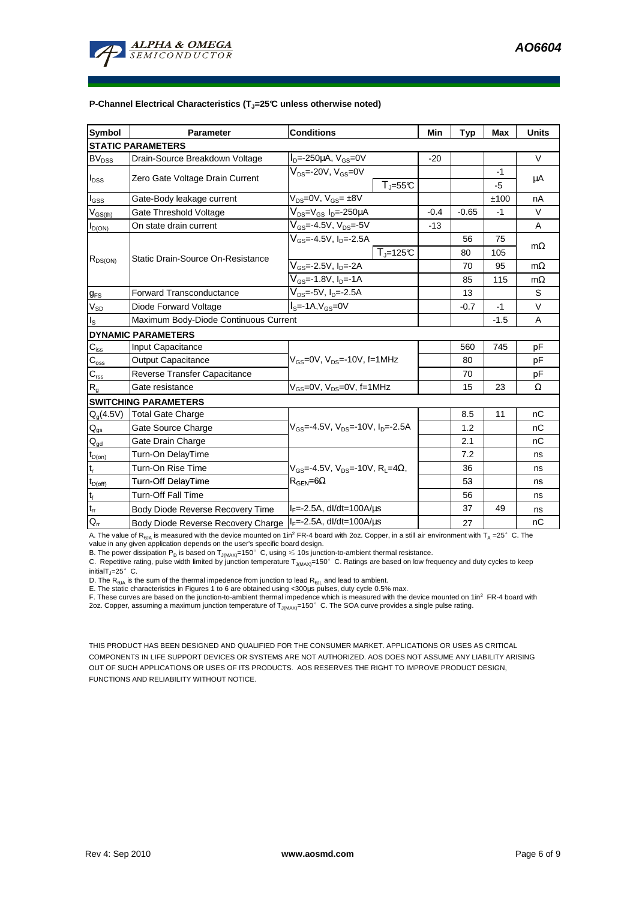**P-Channel Electrical Characteristics ($T_J$=25°C unless otherwise noted)**

| Symbol | Parameter | Conditions | | Min | Typ | Max | Units |
|---|---|---|---|---|---|---|---|
| **STATIC PARAMETERS** | | | | | | | |
| $BV_{DSS}$ | Drain-Source Breakdown Voltage | $I_D$=-250µA, $V_{GS}$=0V | | -20 | | | V |
| $I_{DSS}$ | Zero Gate Voltage Drain Current | $V_{DS}$=-20V, $V_{GS}$=0V | | | | -1 | µA |
| | | | $T_J$=55°C | | | -5 | |
| $I_{GSS}$ | Gate-Body leakage current | $V_{DS}$=0V, $V_{GS}$= ±8V | | | | ±100 | nA |
| $V_{GS(th)}$ | Gate Threshold Voltage | $V_{DS}$=$V_{GS}$ $I_D$=-250µA | | -0.4 | -0.65 | -1 | V |
| $I_{D(ON)}$ | On state drain current | $V_{GS}$=-4.5V, $V_{DS}$=-5V | | -13 | | | A |
| $R_{DS(ON)}$ | Static Drain-Source On-Resistance | $V_{GS}$=-4.5V, $I_D$=-2.5A | | | 56 | 75 | mΩ |
| | | | $T_J$=125°C | | 80 | 105 | |
| | | $V_{GS}$=-2.5V, $I_D$=-2A | | | 70 | 95 | mΩ |
| | | $V_{GS}$=-1.8V, $I_D$=-1A | | | 85 | 115 | mΩ |
| $g_{FS}$ | Forward Transconductance | $V_{DS}$=-5V, $I_D$=-2.5A | | | 13 | | S |
| $V_{SD}$ | Diode Forward Voltage | $I_S$=-1A,$V_{GS}$=0V | | | -0.7 | -1 | V |
| $I_S$ | Maximum Body-Diode Continuous Current | | | | | -1.5 | A |
| **DYNAMIC PARAMETERS** | | | | | | | |
| $C_{iss}$ | Input Capacitance | $V_{GS}$=0V, $V_{DS}$=-10V, f=1MHz | | | 560 | 745 | pF |
| $C_{oss}$ | Output Capacitance | | | | 80 | | pF |
| $C_{rss}$ | Reverse Transfer Capacitance | | | | 70 | | pF |
| $R_g$ | Gate resistance | $V_{GS}$=0V, $V_{DS}$=0V, f=1MHz | | | 15 | 23 | Ω |
| **SWITCHING PARAMETERS** | | | | | | | |
| $Q_g$(4.5V) | Total Gate Charge | $V_{GS}$=-4.5V, $V_{DS}$=-10V, $I_D$=-2.5A | | | 8.5 | 11 | nC |
| $Q_{gs}$ | Gate Source Charge | | | | 1.2 | | nC |
| $Q_{gd}$ | Gate Drain Charge | | | | 2.1 | | nC |
| $t_{D(on)}$ | Turn-On DelayTime | $V_{GS}$=-4.5V, $V_{DS}$=-10V, $R_L$=4Ω, $R_{GEN}$=6Ω | | | 7.2 | | ns |
| $t_r$ | Turn-On Rise Time | | | | 36 | | ns |
| $t_{D(off)}$ | Turn-Off DelayTime | | | | 53 | | ns |
| $t_f$ | Turn-Off Fall Time | | | | 56 | | ns |
| $t_{rr}$ | Body Diode Reverse Recovery Time | $I_F$=-2.5A, dI/dt=100A/µs | | | 37 | 49 | ns |
| $Q_{rr}$ | Body Diode Reverse Recovery Charge | $I_F$=-2.5A, dI/dt=100A/µs | | | 27 | | nC |

A. The value of $R_{\theta JA}$ is measured with the device mounted on 1in² FR-4 board with 2oz. Copper, in a still air environment with $T_A$ =25°C. The value in any given application depends on the user's specific board design.
B. The power dissipation $P_D$ is based on $T_{J(MAX)}$=150°C, using ≤ 10s junction-to-ambient thermal resistance.
C. Repetitive rating, pulse width limited by junction temperature $T_{J(MAX)}$=150°C. Ratings are based on low frequency and duty cycles to keep initial $T_J$=25°C.
D. The $R_{\theta JA}$ is the sum of the thermal impedence from junction to lead $R_{\theta JL}$ and lead to ambient.
E. The static characteristics in Figures 1 to 6 are obtained using <300µs pulses, duty cycle 0.5% max.
F. These curves are based on the junction-to-ambient thermal impedence which is measured with the device mounted on 1in² FR-4 board with 2oz. Copper, assuming a maximum junction temperature of $T_{J(MAX)}$=150°C. The SOA curve provides a single pulse rating.

THIS PRODUCT HAS BEEN DESIGNED AND QUALIFIED FOR THE CONSUMER MARKET. APPLICATIONS OR USES AS CRITICAL COMPONENTS IN LIFE SUPPORT DEVICES OR SYSTEMS ARE NOT AUTHORIZED. AOS DOES NOT ASSUME ANY LIABILITY ARISING OUT OF SUCH APPLICATIONS OR USES OF ITS PRODUCTS. AOS RESERVES THE RIGHT TO IMPROVE PRODUCT DESIGN, FUNCTIONS AND RELIABILITY WITHOUT NOTICE.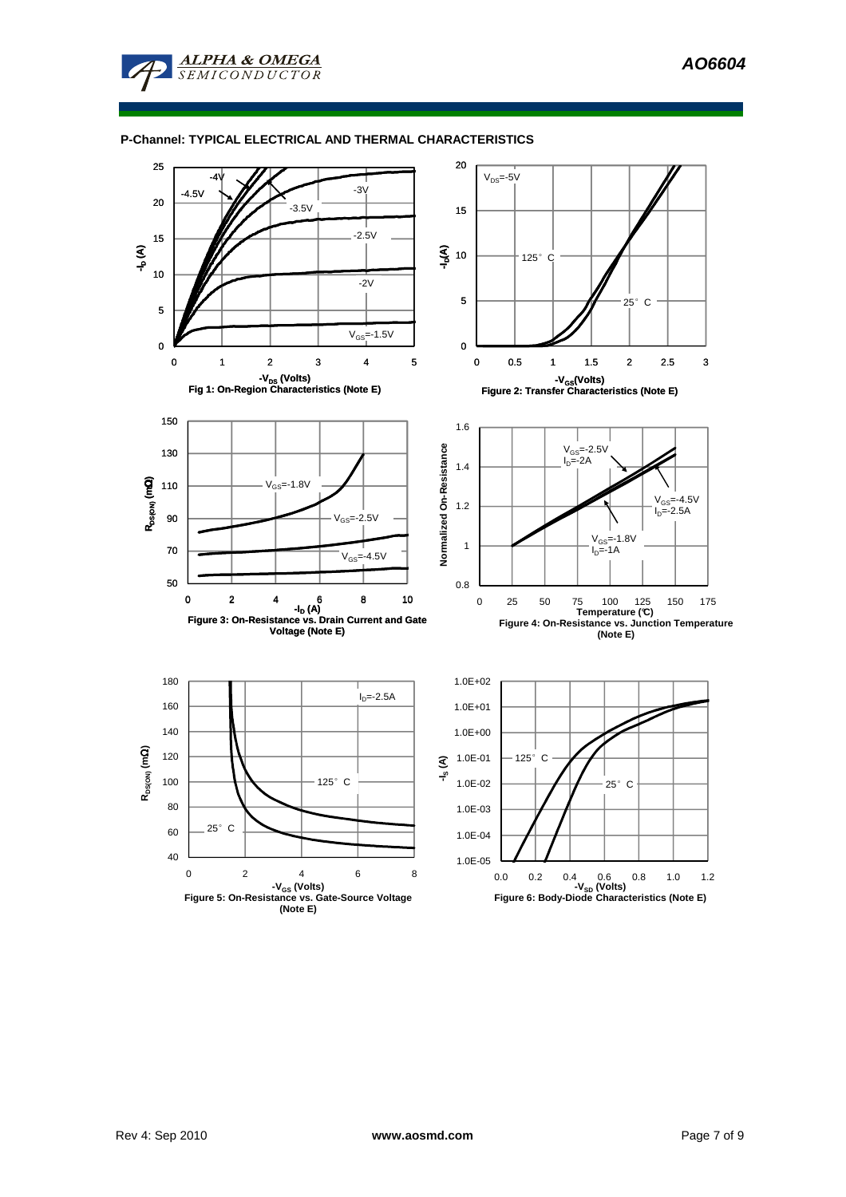## P-Channel: TYPICAL ELECTRICAL AND THERMAL CHARACTERISTICS

Fig 1: On-Region Characteristics (Note E)

Figure 2: Transfer Characteristics (Note E)

Figure 3: On-Resistance vs. Drain Current and Gate Voltage (Note E)

Figure 4: On-Resistance vs. Junction Temperature (Note E)

Figure 5: On-Resistance vs. Gate-Source Voltage (Note E)

Figure 6: Body-Diode Characteristics (Note E)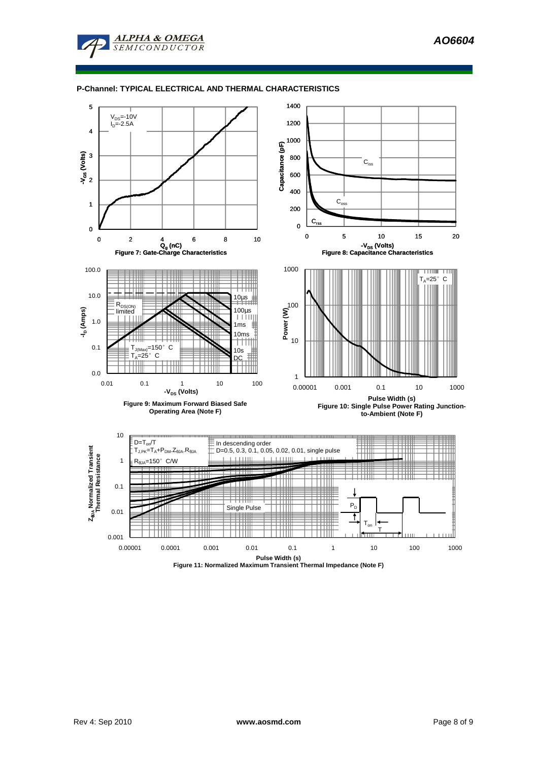## P-Channel: TYPICAL ELECTRICAL AND THERMAL CHARACTERISTICS

Figure 7: Gate-Charge Characteristics

Figure 8: Capacitance Characteristics

Figure 9: Maximum Forward Biased Safe Operating Area (Note F)

Figure 10: Single Pulse Power Rating Junction-to-Ambient (Note F)

Figure 11: Normalized Maximum Transient Thermal Impedance (Note F)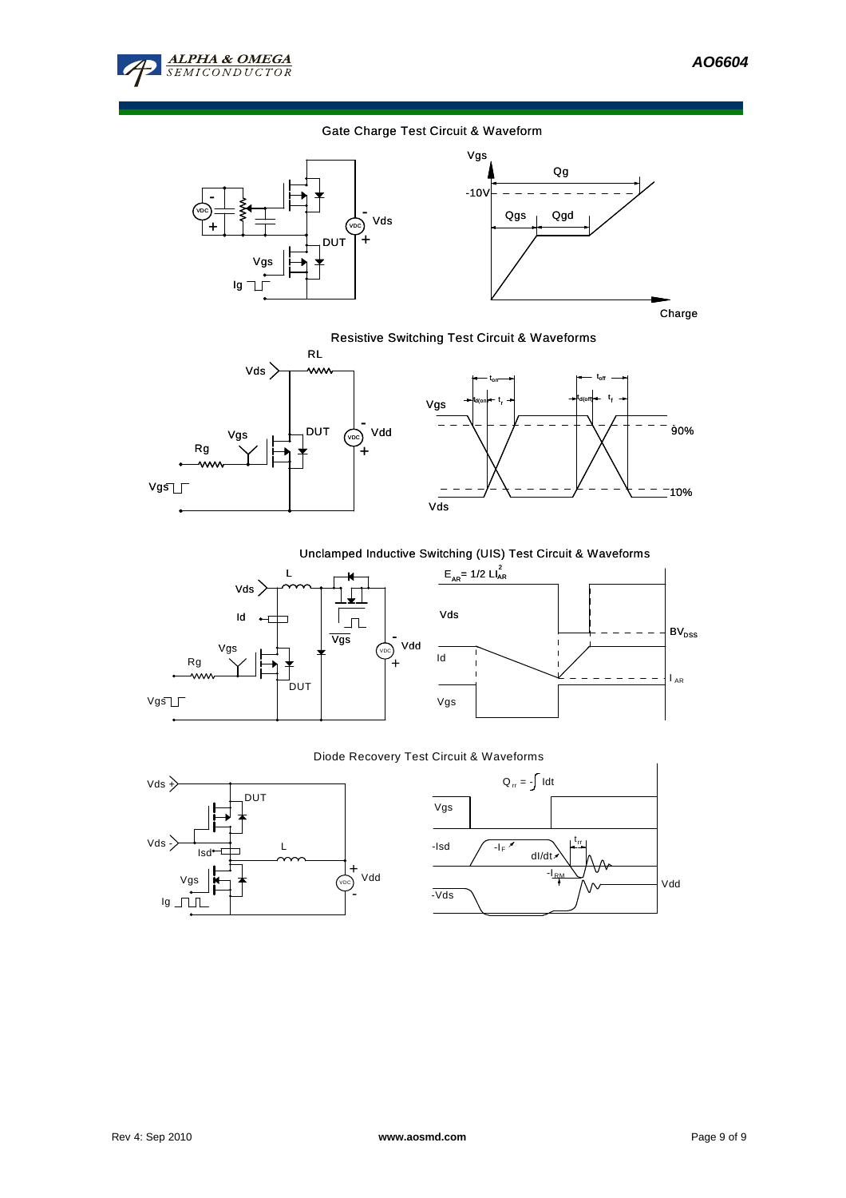## Gate Charge Test Circuit & Waveform

VDC

Vgs

Ig

DUT

VDC

Vds

Vgs

Qg

-10V

Qgs

Qgd

Charge

## Resistive Switching Test Circuit & Waveforms

RL

Vds

Vgs

Rg

DUT

VDC

Vdd

Vgs

$t_{on}$

$t_{d(on)}$

$t_r$

$t_{off}$

$t_{d(off)}$

$t_f$

Vgs

90%

10%

Vds

## Unclamped Inductive Switching (UIS) Test Circuit & Waveforms

L

Vds

Id

Vgs

Rg

Vgs

DUT

Vgs

VDC

Vdd

$E_{AR}= 1/2\ LI_{AR}^2$

Vds

Id

Vgs

$BV_{DSS}$

$I_{AR}$

## Diode Recovery Test Circuit & Waveforms

Vds +

DUT

Vds -

Isd

L

Vgs

Ig

VDC

Vdd

$Q_{rr} = -\int Idt$

Vgs

-Isd

$-I_F$

dI/dt

$t_{rr}$

$-I_{RM}$

-Vds

Vdd